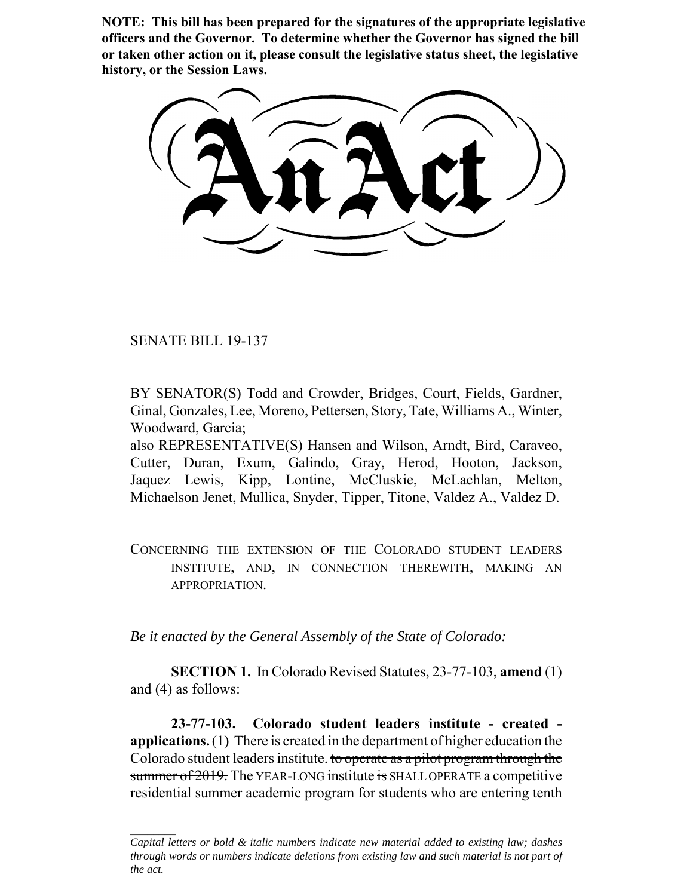**NOTE: This bill has been prepared for the signatures of the appropriate legislative officers and the Governor. To determine whether the Governor has signed the bill or taken other action on it, please consult the legislative status sheet, the legislative history, or the Session Laws.**

# An Act

SENATE BILL 19-137

BY SENATOR(S) Todd and Crowder, Bridges, Court, Fields, Gardner, Ginal, Gonzales, Lee, Moreno, Pettersen, Story, Tate, Williams A., Winter, Woodward, Garcia;

also REPRESENTATIVE(S) Hansen and Wilson, Arndt, Bird, Caraveo, Cutter, Duran, Exum, Galindo, Gray, Herod, Hooton, Jackson, Jaquez Lewis, Kipp, Lontine, McCluskie, McLachlan, Melton, Michaelson Jenet, Mullica, Snyder, Tipper, Titone, Valdez A., Valdez D.

CONCERNING THE EXTENSION OF THE COLORADO STUDENT LEADERS INSTITUTE, AND, IN CONNECTION THEREWITH, MAKING AN APPROPRIATION.

*Be it enacted by the General Assembly of the State of Colorado:*

**SECTION 1.** In Colorado Revised Statutes, 23-77-103, **amend** (1) and (4) as follows:

**23-77-103. Colorado student leaders institute - created - applications.** (1) There is created in the department of higher education the Colorado student leaders institute. ~~to operate as a pilot program through the summer of 2019.~~ The YEAR-LONG institute ~~is~~ SHALL OPERATE a competitive residential summer academic program for students who are entering tenth

*Capital letters or bold & italic numbers indicate new material added to existing law; dashes through words or numbers indicate deletions from existing law and such material is not part of the act.*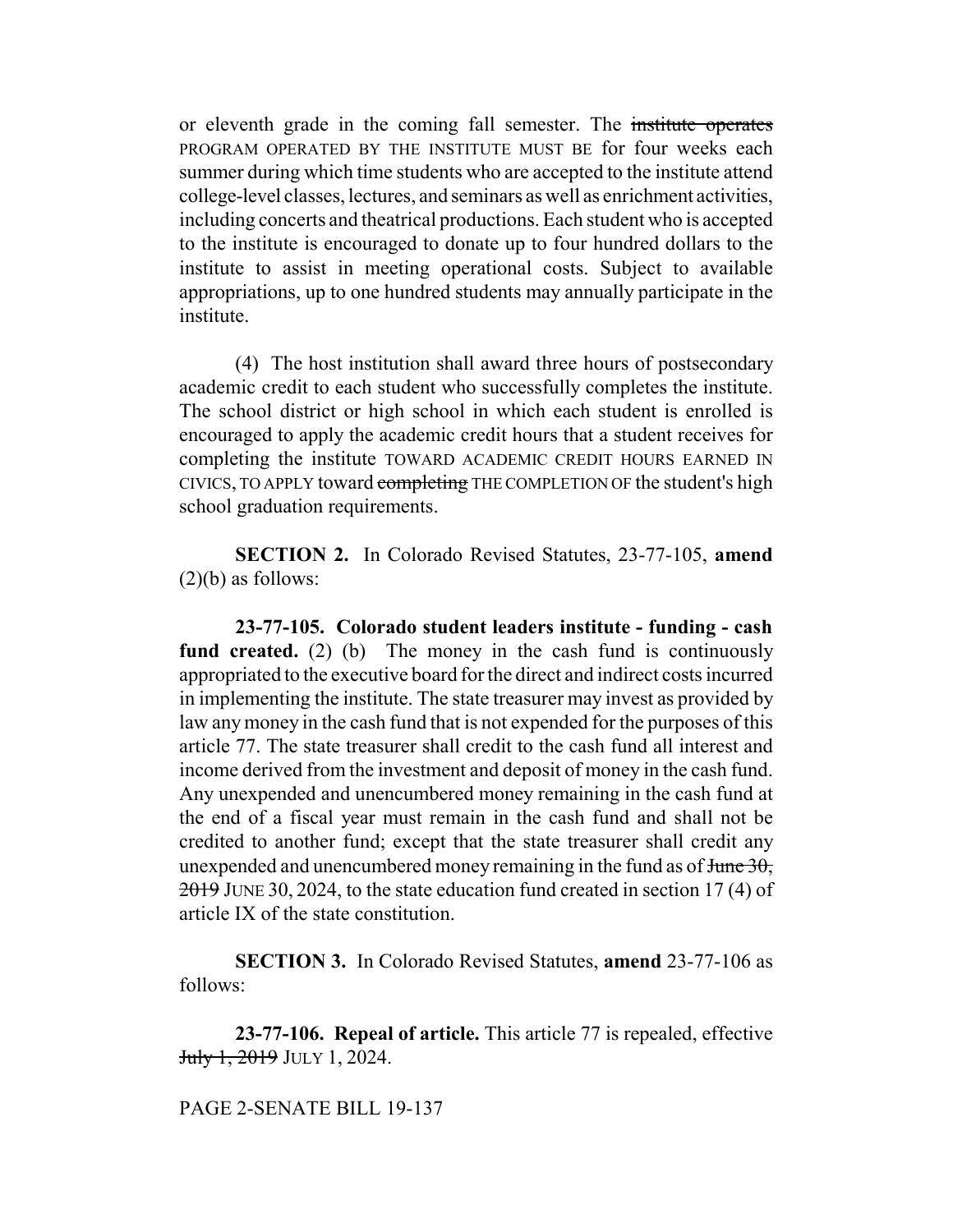or eleventh grade in the coming fall semester. The ~~institute operates~~ PROGRAM OPERATED BY THE INSTITUTE MUST BE for four weeks each summer during which time students who are accepted to the institute attend college-level classes, lectures, and seminars as well as enrichment activities, including concerts and theatrical productions. Each student who is accepted to the institute is encouraged to donate up to four hundred dollars to the institute to assist in meeting operational costs. Subject to available appropriations, up to one hundred students may annually participate in the institute.

(4) The host institution shall award three hours of postsecondary academic credit to each student who successfully completes the institute. The school district or high school in which each student is enrolled is encouraged to apply the academic credit hours that a student receives for completing the institute TOWARD ACADEMIC CREDIT HOURS EARNED IN CIVICS, TO APPLY toward ~~completing~~ THE COMPLETION OF the student's high school graduation requirements.

**SECTION 2.** In Colorado Revised Statutes, 23-77-105, **amend** (2)(b) as follows:

**23-77-105. Colorado student leaders institute - funding - cash fund created.** (2) (b) The money in the cash fund is continuously appropriated to the executive board for the direct and indirect costs incurred in implementing the institute. The state treasurer may invest as provided by law any money in the cash fund that is not expended for the purposes of this article 77. The state treasurer shall credit to the cash fund all interest and income derived from the investment and deposit of money in the cash fund. Any unexpended and unencumbered money remaining in the cash fund at the end of a fiscal year must remain in the cash fund and shall not be credited to another fund; except that the state treasurer shall credit any unexpended and unencumbered money remaining in the fund as of ~~June 30, 2019~~ JUNE 30, 2024, to the state education fund created in section 17 (4) of article IX of the state constitution.

**SECTION 3.** In Colorado Revised Statutes, **amend** 23-77-106 as follows:

**23-77-106. Repeal of article.** This article 77 is repealed, effective ~~July 1, 2019~~ JULY 1, 2024.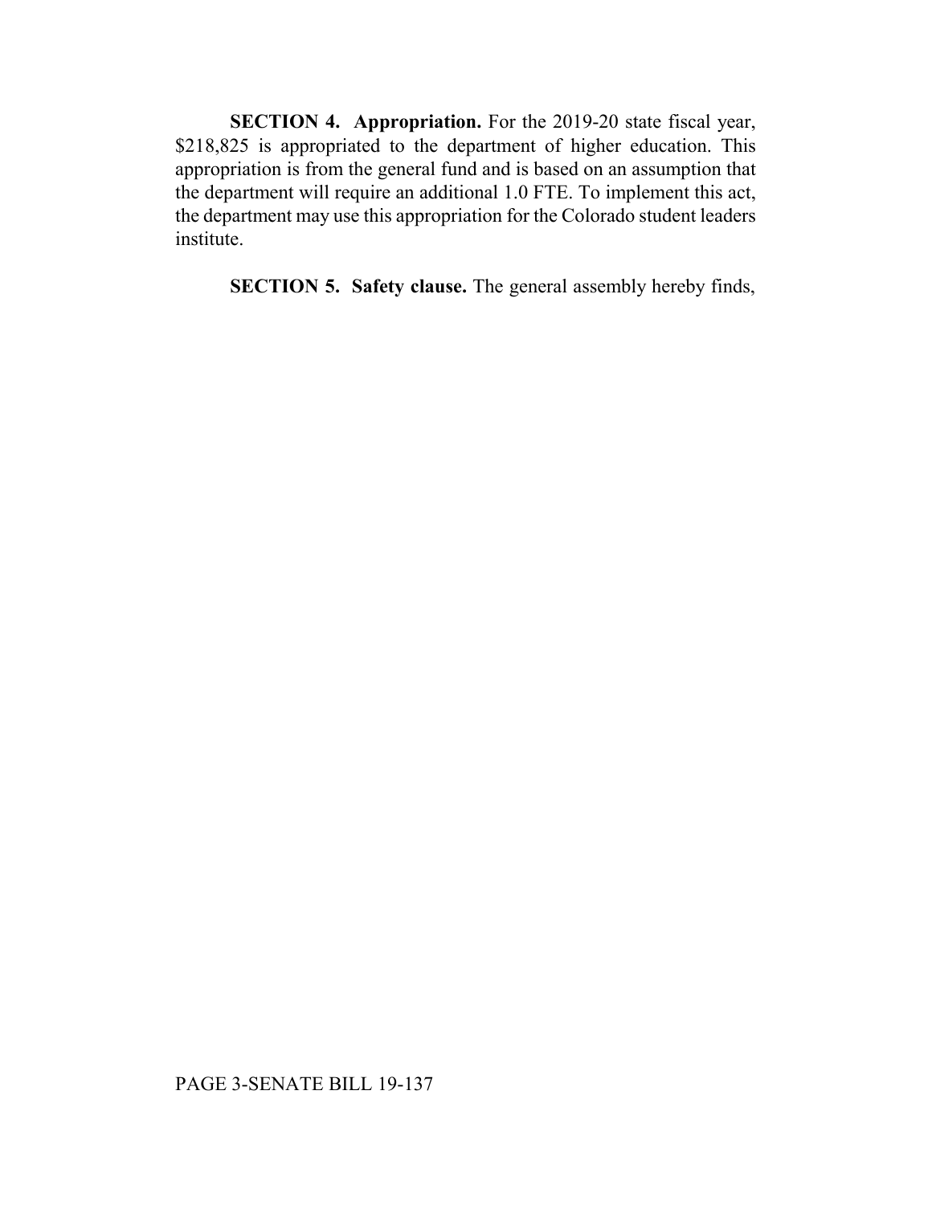**SECTION 4. Appropriation.** For the 2019-20 state fiscal year, $218,825 is appropriated to the department of higher education. This appropriation is from the general fund and is based on an assumption that the department will require an additional 1.0 FTE. To implement this act, the department may use this appropriation for the Colorado student leaders institute.

**SECTION 5. Safety clause.** The general assembly hereby finds,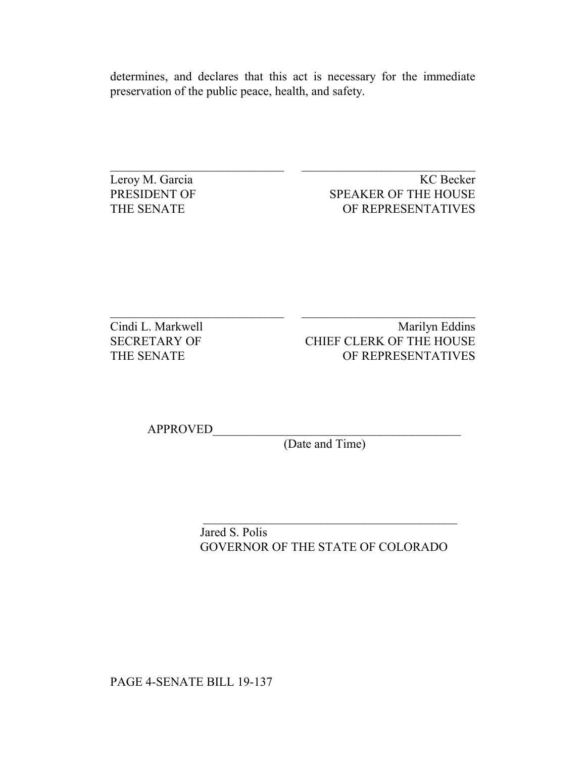determines, and declares that this act is necessary for the immediate preservation of the public peace, health, and safety.

____________________________ ____________________________

Leroy M. Garcia
PRESIDENT OF
THE SENATE

KC Becker
SPEAKER OF THE HOUSE
OF REPRESENTATIVES

____________________________ ____________________________

Cindi L. Markwell
SECRETARY OF
THE SENATE

Marilyn Eddins
CHIEF CLERK OF THE HOUSE
OF REPRESENTATIVES

APPROVED________________________________________
(Date and Time)

_________________________________________
Jared S. Polis
GOVERNOR OF THE STATE OF COLORADO

PAGE 4-SENATE BILL 19-137